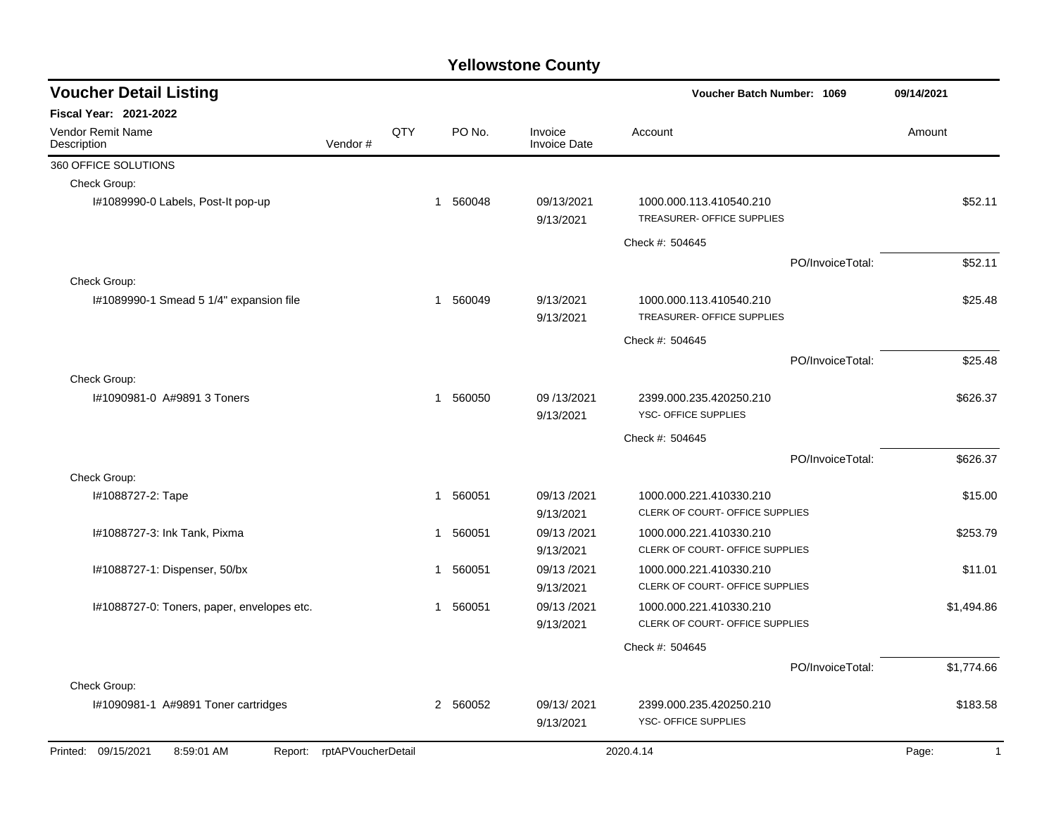# Yellowstone County

## Voucher Detail Listing

**Voucher Batch Number: 1069** 09/14/2021

**Fiscal Year: 2021-2022**

| Vendor Remit Name / Description | Vendor # | QTY | PO No. | Invoice / Invoice Date | Account | Amount |
|---|---|---|---|---|---|---|
| 360 OFFICE SOLUTIONS | | | | | | |
| Check Group: | | | | | | |
| I#1089990-0 Labels, Post-It pop-up | | 1 | 560048 | 09/13/2021 9/13/2021 | 1000.000.113.410540.210 TREASURER- OFFICE SUPPLIES | $52.11 |
| | | | | | Check #: 504645 | |
| | | | | | PO/InvoiceTotal: | $52.11 |
| Check Group: | | | | | | |
| I#1089990-1 Smead 5 1/4" expansion file | | 1 | 560049 | 9/13/2021 9/13/2021 | 1000.000.113.410540.210 TREASURER- OFFICE SUPPLIES | $25.48 |
| | | | | | Check #: 504645 | |
| | | | | | PO/InvoiceTotal: | $25.48 |
| Check Group: | | | | | | |
| I#1090981-0 A#9891 3 Toners | | 1 | 560050 | 09 /13/2021 9/13/2021 | 2399.000.235.420250.210 YSC- OFFICE SUPPLIES | $626.37 |
| | | | | | Check #: 504645 | |
| | | | | | PO/InvoiceTotal: | $626.37 |
| Check Group: | | | | | | |
| I#1088727-2: Tape | | 1 | 560051 | 09/13 /2021 9/13/2021 | 1000.000.221.410330.210 CLERK OF COURT- OFFICE SUPPLIES | $15.00 |
| I#1088727-3: Ink Tank, Pixma | | 1 | 560051 | 09/13 /2021 9/13/2021 | 1000.000.221.410330.210 CLERK OF COURT- OFFICE SUPPLIES | $253.79 |
| I#1088727-1: Dispenser, 50/bx | | 1 | 560051 | 09/13 /2021 9/13/2021 | 1000.000.221.410330.210 CLERK OF COURT- OFFICE SUPPLIES | $11.01 |
| I#1088727-0: Toners, paper, envelopes etc. | | 1 | 560051 | 09/13 /2021 9/13/2021 | 1000.000.221.410330.210 CLERK OF COURT- OFFICE SUPPLIES | $1,494.86 |
| | | | | | Check #: 504645 | |
| | | | | | PO/InvoiceTotal: | $1,774.66 |
| Check Group: | | | | | | |
| I#1090981-1 A#9891 Toner cartridges | | 2 | 560052 | 09/13/ 2021 9/13/2021 | 2399.000.235.420250.210 YSC- OFFICE SUPPLIES | $183.58 |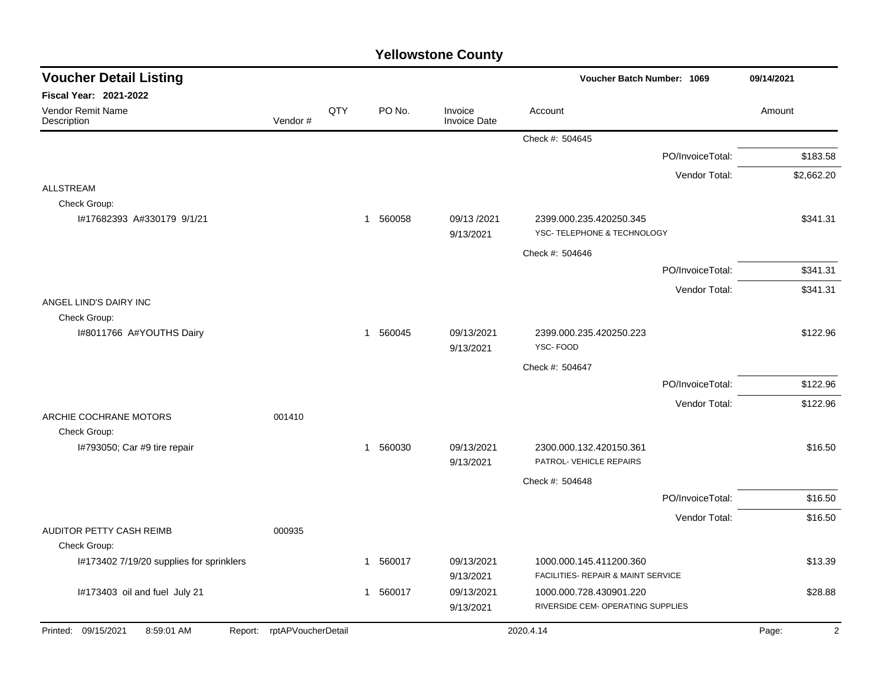# Yellowstone County

## Voucher Detail Listing

**Voucher Batch Number: 1069** 09/14/2021

**Fiscal Year: 2021-2022**

| Vendor Remit Name / Description | Vendor # | QTY | PO No. | Invoice / Invoice Date | Account | Amount |
|---|---|---|---|---|---|---|
| | | | | | Check #: 504645 | |
| | | | | | PO/InvoiceTotal: | $183.58 |
| | | | | | Vendor Total: | $2,662.20 |
| ALLSTREAM | | | | | | |
| Check Group: | | | | | | |
| I#17682393 A#330179 9/1/21 | | 1 | 560058 | 09/13 /2021<br>9/13/2021 | 2399.000.235.420250.345<br>YSC- TELEPHONE & TECHNOLOGY | $341.31 |
| | | | | | Check #: 504646 | |
| | | | | | PO/InvoiceTotal: | $341.31 |
| | | | | | Vendor Total: | $341.31 |
| ANGEL LIND'S DAIRY INC | | | | | | |
| Check Group: | | | | | | |
| I#8011766 A#YOUTHS Dairy | | 1 | 560045 | 09/13/2021<br>9/13/2021 | 2399.000.235.420250.223<br>YSC- FOOD | $122.96 |
| | | | | | Check #: 504647 | |
| | | | | | PO/InvoiceTotal: | $122.96 |
| | | | | | Vendor Total: | $122.96 |
| ARCHIE COCHRANE MOTORS | 001410 | | | | | |
| Check Group: | | | | | | |
| I#793050; Car #9 tire repair | | 1 | 560030 | 09/13/2021<br>9/13/2021 | 2300.000.132.420150.361<br>PATROL- VEHICLE REPAIRS | $16.50 |
| | | | | | Check #: 504648 | |
| | | | | | PO/InvoiceTotal: | $16.50 |
| | | | | | Vendor Total: | $16.50 |
| AUDITOR PETTY CASH REIMB | 000935 | | | | | |
| Check Group: | | | | | | |
| I#173402 7/19/20 supplies for sprinklers | | 1 | 560017 | 09/13/2021<br>9/13/2021 | 1000.000.145.411200.360<br>FACILITIES- REPAIR & MAINT SERVICE | $13.39 |
| I#173403 oil and fuel July 21 | | 1 | 560017 | 09/13/2021<br>9/13/2021 | 1000.000.728.430901.220<br>RIVERSIDE CEM- OPERATING SUPPLIES | $28.88 |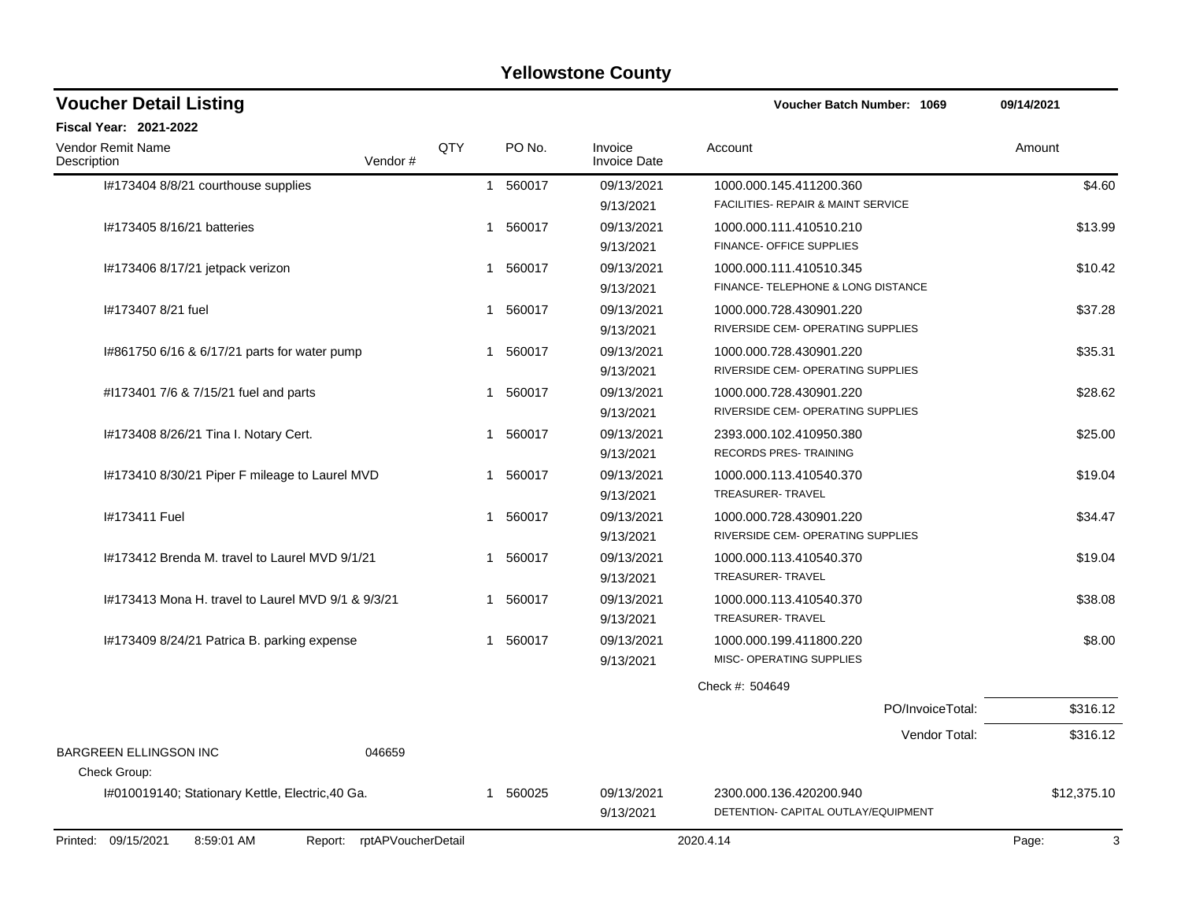# Yellowstone County

## Voucher Detail Listing

**Voucher Batch Number: 1069** 09/14/2021

**Fiscal Year: 2021-2022**

| Vendor Remit Name / Description | Vendor # | QTY | PO No. | Invoice / Invoice Date | Account | Amount |
|---|---|---|---|---|---|---|
| I#173404 8/8/21 courthouse supplies | | 1 | 560017 | 09/13/2021<br>9/13/2021 | 1000.000.145.411200.360<br>FACILITIES- REPAIR & MAINT SERVICE | $4.60 |
| I#173405 8/16/21 batteries | | 1 | 560017 | 09/13/2021<br>9/13/2021 | 1000.000.111.410510.210<br>FINANCE- OFFICE SUPPLIES | $13.99 |
| I#173406 8/17/21 jetpack verizon | | 1 | 560017 | 09/13/2021<br>9/13/2021 | 1000.000.111.410510.345<br>FINANCE- TELEPHONE & LONG DISTANCE | $10.42 |
| I#173407 8/21 fuel | | 1 | 560017 | 09/13/2021<br>9/13/2021 | 1000.000.728.430901.220<br>RIVERSIDE CEM- OPERATING SUPPLIES | $37.28 |
| I#861750 6/16 & 6/17/21 parts for water pump | | 1 | 560017 | 09/13/2021<br>9/13/2021 | 1000.000.728.430901.220<br>RIVERSIDE CEM- OPERATING SUPPLIES | $35.31 |
| #I173401 7/6 & 7/15/21 fuel and parts | | 1 | 560017 | 09/13/2021<br>9/13/2021 | 1000.000.728.430901.220<br>RIVERSIDE CEM- OPERATING SUPPLIES | $28.62 |
| I#173408 8/26/21 Tina I. Notary Cert. | | 1 | 560017 | 09/13/2021<br>9/13/2021 | 2393.000.102.410950.380<br>RECORDS PRES- TRAINING | $25.00 |
| I#173410 8/30/21 Piper F mileage to Laurel MVD | | 1 | 560017 | 09/13/2021<br>9/13/2021 | 1000.000.113.410540.370<br>TREASURER- TRAVEL | $19.04 |
| I#173411 Fuel | | 1 | 560017 | 09/13/2021<br>9/13/2021 | 1000.000.728.430901.220<br>RIVERSIDE CEM- OPERATING SUPPLIES | $34.47 |
| I#173412 Brenda M. travel to Laurel MVD 9/1/21 | | 1 | 560017 | 09/13/2021<br>9/13/2021 | 1000.000.113.410540.370<br>TREASURER- TRAVEL | $19.04 |
| I#173413 Mona H. travel to Laurel MVD 9/1 & 9/3/21 | | 1 | 560017 | 09/13/2021<br>9/13/2021 | 1000.000.113.410540.370<br>TREASURER- TRAVEL | $38.08 |
| I#173409 8/24/21 Patrica B. parking expense | | 1 | 560017 | 09/13/2021<br>9/13/2021 | 1000.000.199.411800.220<br>MISC- OPERATING SUPPLIES | $8.00 |
| | | | | | Check #: 504649 | |
| | | | | | PO/InvoiceTotal: | $316.12 |
| | | | | | Vendor Total: | $316.12 |
| BARGREEN ELLINGSON INC | 046659 | | | | | |
| Check Group: | | | | | | |
| I#010019140; Stationary Kettle, Electric,40 Ga. | | 1 | 560025 | 09/13/2021<br>9/13/2021 | 2300.000.136.420200.940<br>DETENTION- CAPITAL OUTLAY/EQUIPMENT | $12,375.10 |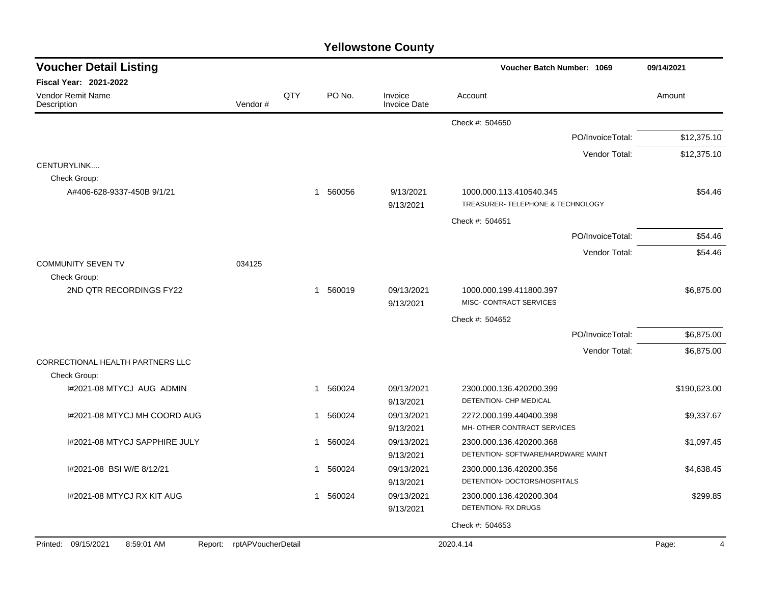# Yellowstone County

## Voucher Detail Listing

**Voucher Batch Number: 1069** — 09/14/2021

**Fiscal Year: 2021-2022**

| Vendor Remit Name / Description | Vendor # | QTY | PO No. | Invoice / Invoice Date | Account | Amount |
|---|---|---|---|---|---|---|
| | | | | | Check #: 504650 | |
| | | | | | PO/InvoiceTotal: | $12,375.10 |
| | | | | | Vendor Total: | $12,375.10 |
| CENTURYLINK.... | | | | | | |
| Check Group: | | | | | | |
| A#406-628-9337-450B 9/1/21 | | 1 | 560056 | 9/13/2021<br>9/13/2021 | 1000.000.113.410540.345<br>TREASURER- TELEPHONE & TECHNOLOGY | $54.46 |
| | | | | | Check #: 504651 | |
| | | | | | PO/InvoiceTotal: | $54.46 |
| | | | | | Vendor Total: | $54.46 |
| COMMUNITY SEVEN TV | 034125 | | | | | |
| Check Group: | | | | | | |
| 2ND QTR RECORDINGS FY22 | | 1 | 560019 | 09/13/2021<br>9/13/2021 | 1000.000.199.411800.397<br>MISC- CONTRACT SERVICES | $6,875.00 |
| | | | | | Check #: 504652 | |
| | | | | | PO/InvoiceTotal: | $6,875.00 |
| | | | | | Vendor Total: | $6,875.00 |
| CORRECTIONAL HEALTH PARTNERS LLC | | | | | | |
| Check Group: | | | | | | |
| I#2021-08 MTYCJ AUG ADMIN | | 1 | 560024 | 09/13/2021<br>9/13/2021 | 2300.000.136.420200.399<br>DETENTION- CHP MEDICAL | $190,623.00 |
| I#2021-08 MTYCJ MH COORD AUG | | 1 | 560024 | 09/13/2021<br>9/13/2021 | 2272.000.199.440400.398<br>MH- OTHER CONTRACT SERVICES | $9,337.67 |
| I#2021-08 MTYCJ SAPPHIRE JULY | | 1 | 560024 | 09/13/2021<br>9/13/2021 | 2300.000.136.420200.368<br>DETENTION- SOFTWARE/HARDWARE MAINT | $1,097.45 |
| I#2021-08 BSI W/E 8/12/21 | | 1 | 560024 | 09/13/2021<br>9/13/2021 | 2300.000.136.420200.356<br>DETENTION- DOCTORS/HOSPITALS | $4,638.45 |
| I#2021-08 MTYCJ RX KIT AUG | | 1 | 560024 | 09/13/2021<br>9/13/2021 | 2300.000.136.420200.304<br>DETENTION- RX DRUGS | $299.85 |
| | | | | | Check #: 504653 | |

Printed: 09/15/2021 8:59:01 AM Report: rptAPVoucherDetail 2020.4.14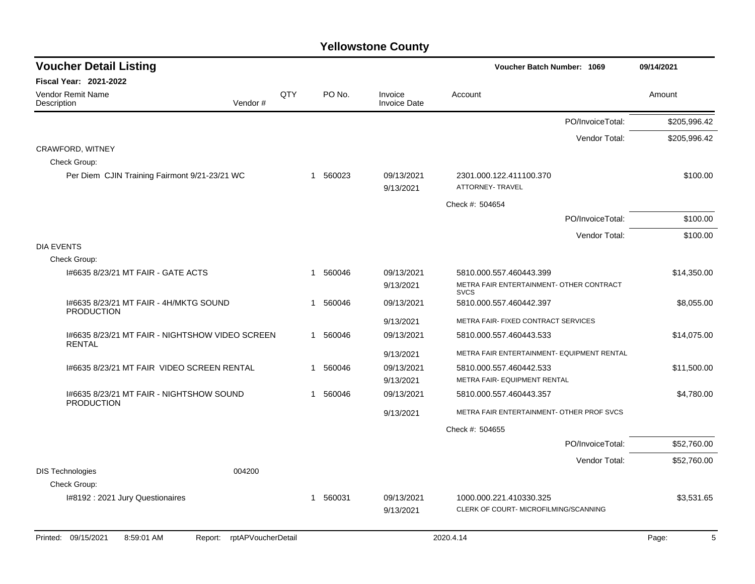# Yellowstone County

## Voucher Detail Listing

**Voucher Batch Number: 1069** — 09/14/2021

**Fiscal Year: 2021-2022**

| Vendor Remit Name / Description | Vendor # | QTY | PO No. | Invoice / Invoice Date | Account | Amount |
|---|---|---|---|---|---|---|
| | | | | | PO/InvoiceTotal: | $205,996.42 |
| | | | | | Vendor Total: | $205,996.42 |
| CRAWFORD, WITNEY | | | | | | |
| Check Group: | | | | | | |
| Per Diem CJIN Training Fairmont 9/21-23/21 WC | | 1 | 560023 | 09/13/2021<br>9/13/2021 | 2301.000.122.411100.370<br>ATTORNEY- TRAVEL | $100.00 |
| | | | | | Check #: 504654 | |
| | | | | | PO/InvoiceTotal: | $100.00 |
| | | | | | Vendor Total: | $100.00 |
| DIA EVENTS | | | | | | |
| Check Group: | | | | | | |
| I#6635 8/23/21 MT FAIR - GATE ACTS | | 1 | 560046 | 09/13/2021<br>9/13/2021 | 5810.000.557.460443.399<br>METRA FAIR ENTERTAINMENT- OTHER CONTRACT SVCS | $14,350.00 |
| I#6635 8/23/21 MT FAIR - 4H/MKTG SOUND PRODUCTION | | 1 | 560046 | 09/13/2021<br>9/13/2021 | 5810.000.557.460442.397<br>METRA FAIR- FIXED CONTRACT SERVICES | $8,055.00 |
| I#6635 8/23/21 MT FAIR - NIGHTSHOW VIDEO SCREEN RENTAL | | 1 | 560046 | 09/13/2021<br>9/13/2021 | 5810.000.557.460443.533<br>METRA FAIR ENTERTAINMENT- EQUIPMENT RENTAL | $14,075.00 |
| I#6635 8/23/21 MT FAIR VIDEO SCREEN RENTAL | | 1 | 560046 | 09/13/2021<br>9/13/2021 | 5810.000.557.460442.533<br>METRA FAIR- EQUIPMENT RENTAL | $11,500.00 |
| I#6635 8/23/21 MT FAIR - NIGHTSHOW SOUND PRODUCTION | | 1 | 560046 | 09/13/2021<br>9/13/2021 | 5810.000.557.460443.357<br>METRA FAIR ENTERTAINMENT- OTHER PROF SVCS | $4,780.00 |
| | | | | | Check #: 504655 | |
| | | | | | PO/InvoiceTotal: | $52,760.00 |
| | | | | | Vendor Total: | $52,760.00 |
| DIS Technologies | 004200 | | | | | |
| Check Group: | | | | | | |
| I#8192 : 2021 Jury Questionaires | | 1 | 560031 | 09/13/2021<br>9/13/2021 | 1000.000.221.410330.325<br>CLERK OF COURT- MICROFILMING/SCANNING | $3,531.65 |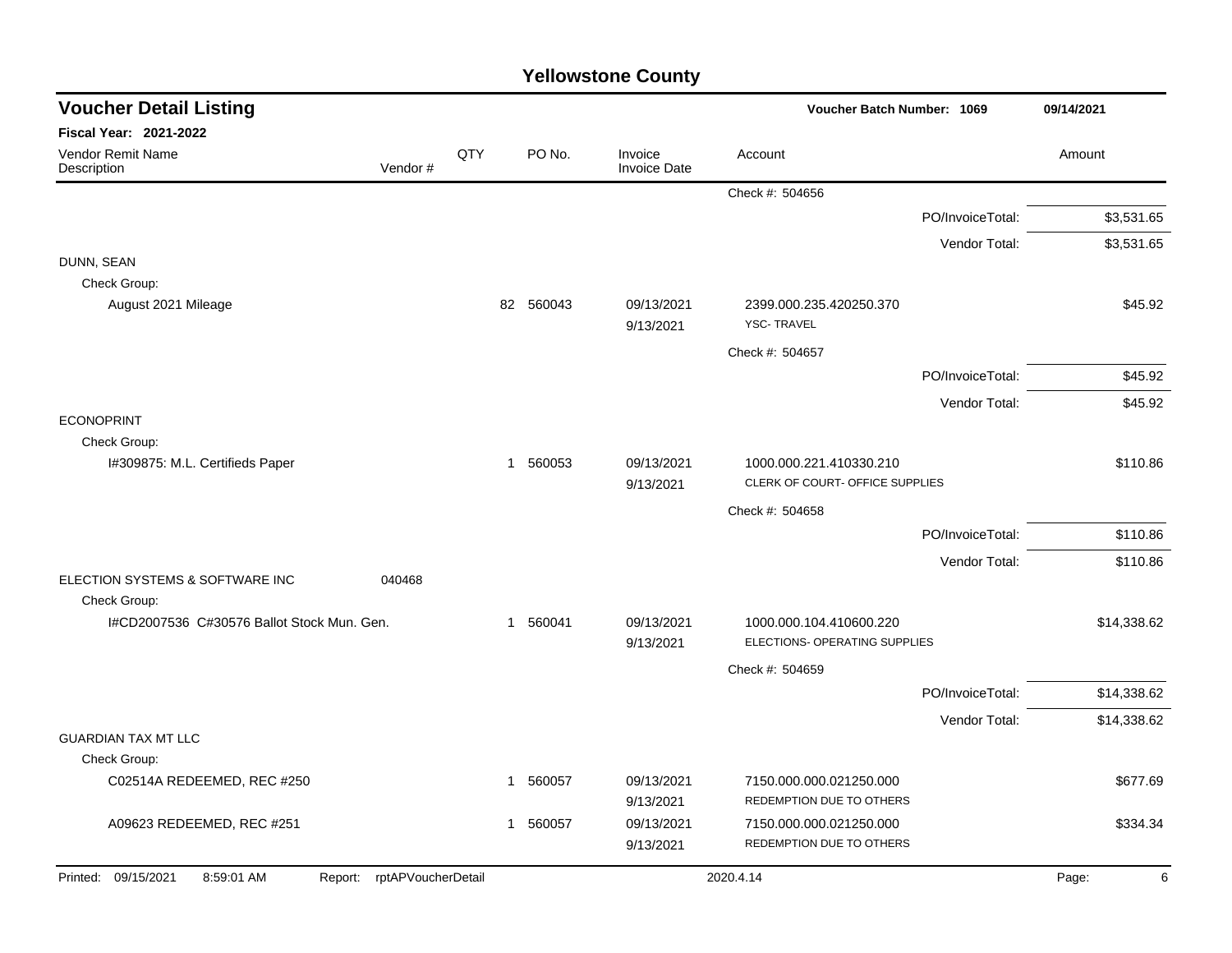# Yellowstone County

## Voucher Detail Listing

**Voucher Batch Number: 1069** | **09/14/2021**

**Fiscal Year: 2021-2022**

| Vendor Remit Name / Description | Vendor # | QTY | PO No. | Invoice / Invoice Date | Account | Amount |
|---|---|---|---|---|---|---|
| | | | | | Check #: 504656 | |
| | | | | | PO/InvoiceTotal: | $3,531.65 |
| | | | | | Vendor Total: | $3,531.65 |
| DUNN, SEAN | | | | | | |
| Check Group: | | | | | | |
| August 2021 Mileage | | 82 | 560043 | 09/13/2021 9/13/2021 | 2399.000.235.420250.370 YSC- TRAVEL | $45.92 |
| | | | | | Check #: 504657 | |
| | | | | | PO/InvoiceTotal: | $45.92 |
| | | | | | Vendor Total: | $45.92 |
| ECONOPRINT | | | | | | |
| Check Group: | | | | | | |
| I#309875: M.L. Certifieds Paper | | 1 | 560053 | 09/13/2021 9/13/2021 | 1000.000.221.410330.210 CLERK OF COURT- OFFICE SUPPLIES | $110.86 |
| | | | | | Check #: 504658 | |
| | | | | | PO/InvoiceTotal: | $110.86 |
| | | | | | Vendor Total: | $110.86 |
| ELECTION SYSTEMS & SOFTWARE INC | 040468 | | | | | |
| Check Group: | | | | | | |
| I#CD2007536 C#30576 Ballot Stock Mun. Gen. | | 1 | 560041 | 09/13/2021 9/13/2021 | 1000.000.104.410600.220 ELECTIONS- OPERATING SUPPLIES | $14,338.62 |
| | | | | | Check #: 504659 | |
| | | | | | PO/InvoiceTotal: | $14,338.62 |
| | | | | | Vendor Total: | $14,338.62 |
| GUARDIAN TAX MT LLC | | | | | | |
| Check Group: | | | | | | |
| C02514A REDEEMED, REC #250 | | 1 | 560057 | 09/13/2021 9/13/2021 | 7150.000.000.021250.000 REDEMPTION DUE TO OTHERS | $677.69 |
| A09623 REDEEMED, REC #251 | | 1 | 560057 | 09/13/2021 9/13/2021 | 7150.000.000.021250.000 REDEMPTION DUE TO OTHERS | $334.34 |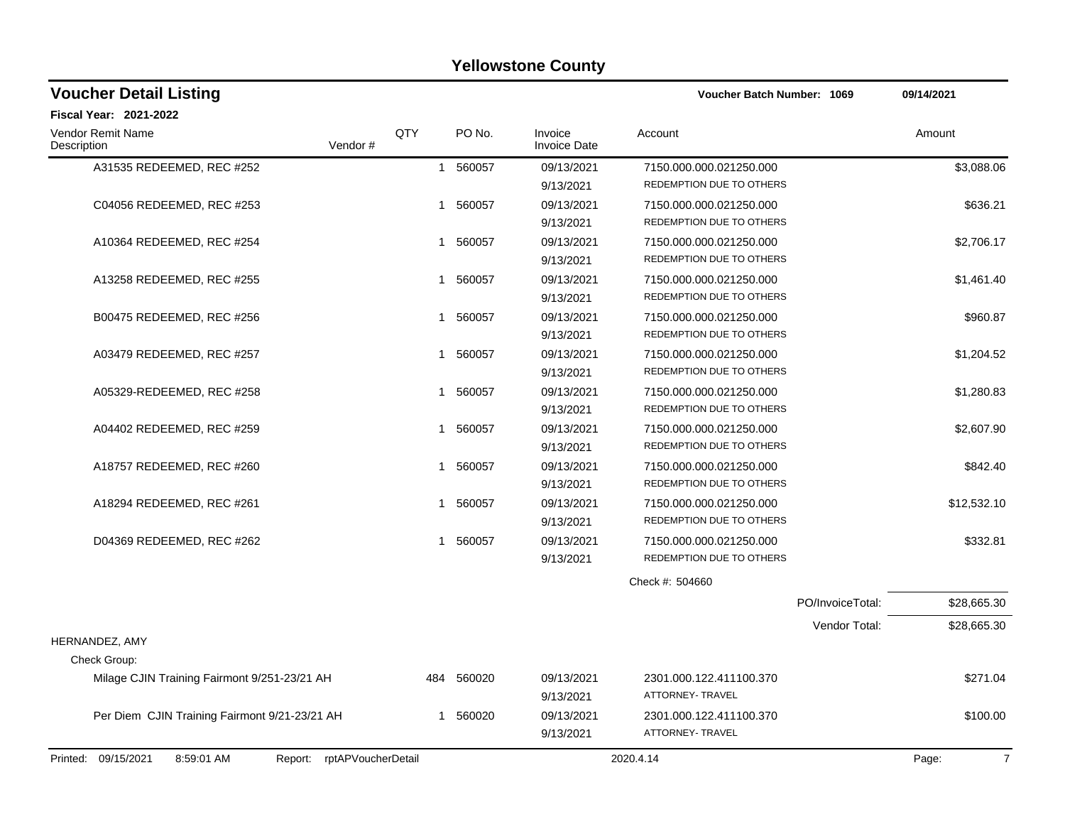# Yellowstone County

## Voucher Detail Listing

**Voucher Batch Number: 1069** — 09/14/2021

**Fiscal Year: 2021-2022**

| Vendor Remit Name / Description | Vendor # | QTY | PO No. | Invoice / Invoice Date | Account | Amount |
|---|---|---|---|---|---|---|
| A31535 REDEEMED, REC #252 | | 1 | 560057 | 09/13/2021 / 9/13/2021 | 7150.000.000.021250.000 REDEMPTION DUE TO OTHERS | $3,088.06 |
| C04056 REDEEMED, REC #253 | | 1 | 560057 | 09/13/2021 / 9/13/2021 | 7150.000.000.021250.000 REDEMPTION DUE TO OTHERS | $636.21 |
| A10364 REDEEMED, REC #254 | | 1 | 560057 | 09/13/2021 / 9/13/2021 | 7150.000.000.021250.000 REDEMPTION DUE TO OTHERS | $2,706.17 |
| A13258 REDEEMED, REC #255 | | 1 | 560057 | 09/13/2021 / 9/13/2021 | 7150.000.000.021250.000 REDEMPTION DUE TO OTHERS | $1,461.40 |
| B00475 REDEEMED, REC #256 | | 1 | 560057 | 09/13/2021 / 9/13/2021 | 7150.000.000.021250.000 REDEMPTION DUE TO OTHERS | $960.87 |
| A03479 REDEEMED, REC #257 | | 1 | 560057 | 09/13/2021 / 9/13/2021 | 7150.000.000.021250.000 REDEMPTION DUE TO OTHERS | $1,204.52 |
| A05329-REDEEMED, REC #258 | | 1 | 560057 | 09/13/2021 / 9/13/2021 | 7150.000.000.021250.000 REDEMPTION DUE TO OTHERS | $1,280.83 |
| A04402 REDEEMED, REC #259 | | 1 | 560057 | 09/13/2021 / 9/13/2021 | 7150.000.000.021250.000 REDEMPTION DUE TO OTHERS | $2,607.90 |
| A18757 REDEEMED, REC #260 | | 1 | 560057 | 09/13/2021 / 9/13/2021 | 7150.000.000.021250.000 REDEMPTION DUE TO OTHERS | $842.40 |
| A18294 REDEEMED, REC #261 | | 1 | 560057 | 09/13/2021 / 9/13/2021 | 7150.000.000.021250.000 REDEMPTION DUE TO OTHERS | $12,532.10 |
| D04369 REDEEMED, REC #262 | | 1 | 560057 | 09/13/2021 / 9/13/2021 | 7150.000.000.021250.000 REDEMPTION DUE TO OTHERS | $332.81 |
| | | | | | Check #: 504660 | |
| | | | | | PO/InvoiceTotal: | $28,665.30 |
| | | | | | Vendor Total: | $28,665.30 |
| HERNANDEZ, AMY | | | | | | |
| Check Group: | | | | | | |
| Milage CJIN Training Fairmont 9/251-23/21 AH | | 484 | 560020 | 09/13/2021 / 9/13/2021 | 2301.000.122.411100.370 ATTORNEY- TRAVEL | $271.04 |
| Per Diem CJIN Training Fairmont 9/21-23/21 AH | | 1 | 560020 | 09/13/2021 / 9/13/2021 | 2301.000.122.411100.370 ATTORNEY- TRAVEL | $100.00 |

Printed: 09/15/2021 8:59:01 AM Report: rptAPVoucherDetail 2020.4.14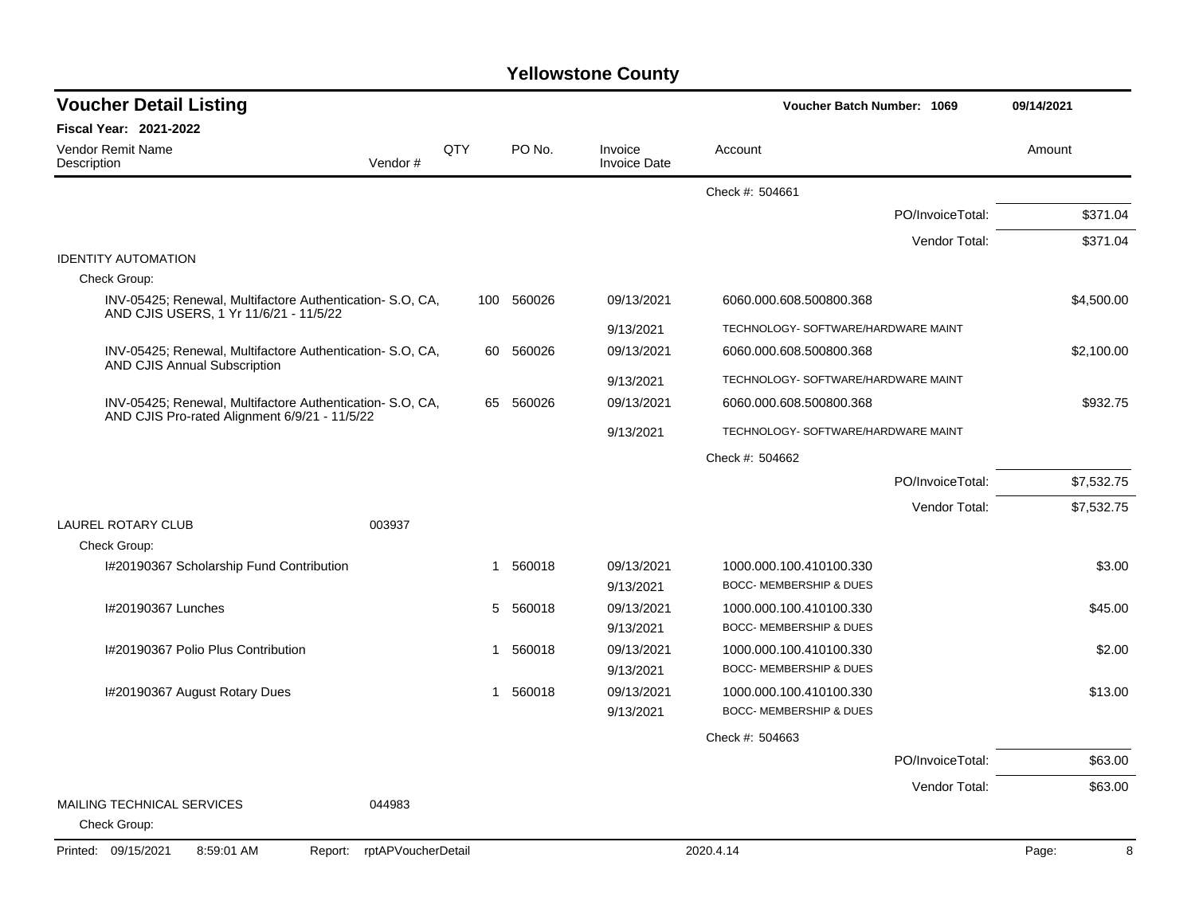# Yellowstone County

## Voucher Detail Listing

**Voucher Batch Number: 1069** — 09/14/2021

**Fiscal Year: 2021-2022**

| Vendor Remit Name / Description | Vendor # | QTY | PO No. | Invoice / Invoice Date | Account | Amount |
|---|---|---|---|---|---|---|
| | | | | | Check #: 504661 | |
| | | | | | PO/InvoiceTotal: | $371.04 |
| | | | | | Vendor Total: | $371.04 |
| IDENTITY AUTOMATION | | | | | | |
| Check Group: | | | | | | |
| INV-05425; Renewal, Multifactore Authentication- S.O, CA, AND CJIS USERS, 1 Yr 11/6/21 - 11/5/22 | | 100 | 560026 | 09/13/2021 | 6060.000.608.500800.368 | $4,500.00 |
| | | | | 9/13/2021 | TECHNOLOGY- SOFTWARE/HARDWARE MAINT | |
| INV-05425; Renewal, Multifactore Authentication- S.O, CA, AND CJIS Annual Subscription | | 60 | 560026 | 09/13/2021 | 6060.000.608.500800.368 | $2,100.00 |
| | | | | 9/13/2021 | TECHNOLOGY- SOFTWARE/HARDWARE MAINT | |
| INV-05425; Renewal, Multifactore Authentication- S.O, CA, AND CJIS Pro-rated Alignment 6/9/21 - 11/5/22 | | 65 | 560026 | 09/13/2021 | 6060.000.608.500800.368 | $932.75 |
| | | | | 9/13/2021 | TECHNOLOGY- SOFTWARE/HARDWARE MAINT | |
| | | | | | Check #: 504662 | |
| | | | | | PO/InvoiceTotal: | $7,532.75 |
| | | | | | Vendor Total: | $7,532.75 |
| LAUREL ROTARY CLUB | 003937 | | | | | |
| Check Group: | | | | | | |
| I#20190367 Scholarship Fund Contribution | | 1 | 560018 | 09/13/2021 | 1000.000.100.410100.330 | $3.00 |
| | | | | 9/13/2021 | BOCC- MEMBERSHIP & DUES | |
| I#20190367 Lunches | | 5 | 560018 | 09/13/2021 | 1000.000.100.410100.330 | $45.00 |
| | | | | 9/13/2021 | BOCC- MEMBERSHIP & DUES | |
| I#20190367 Polio Plus Contribution | | 1 | 560018 | 09/13/2021 | 1000.000.100.410100.330 | $2.00 |
| | | | | 9/13/2021 | BOCC- MEMBERSHIP & DUES | |
| I#20190367 August Rotary Dues | | 1 | 560018 | 09/13/2021 | 1000.000.100.410100.330 | $13.00 |
| | | | | 9/13/2021 | BOCC- MEMBERSHIP & DUES | |
| | | | | | Check #: 504663 | |
| | | | | | PO/InvoiceTotal: | $63.00 |
| | | | | | Vendor Total: | $63.00 |
| MAILING TECHNICAL SERVICES | 044983 | | | | | |
| Check Group: | | | | | | |

Printed: 09/15/2021 8:59:01 AM Report: rptAPVoucherDetail 2020.4.14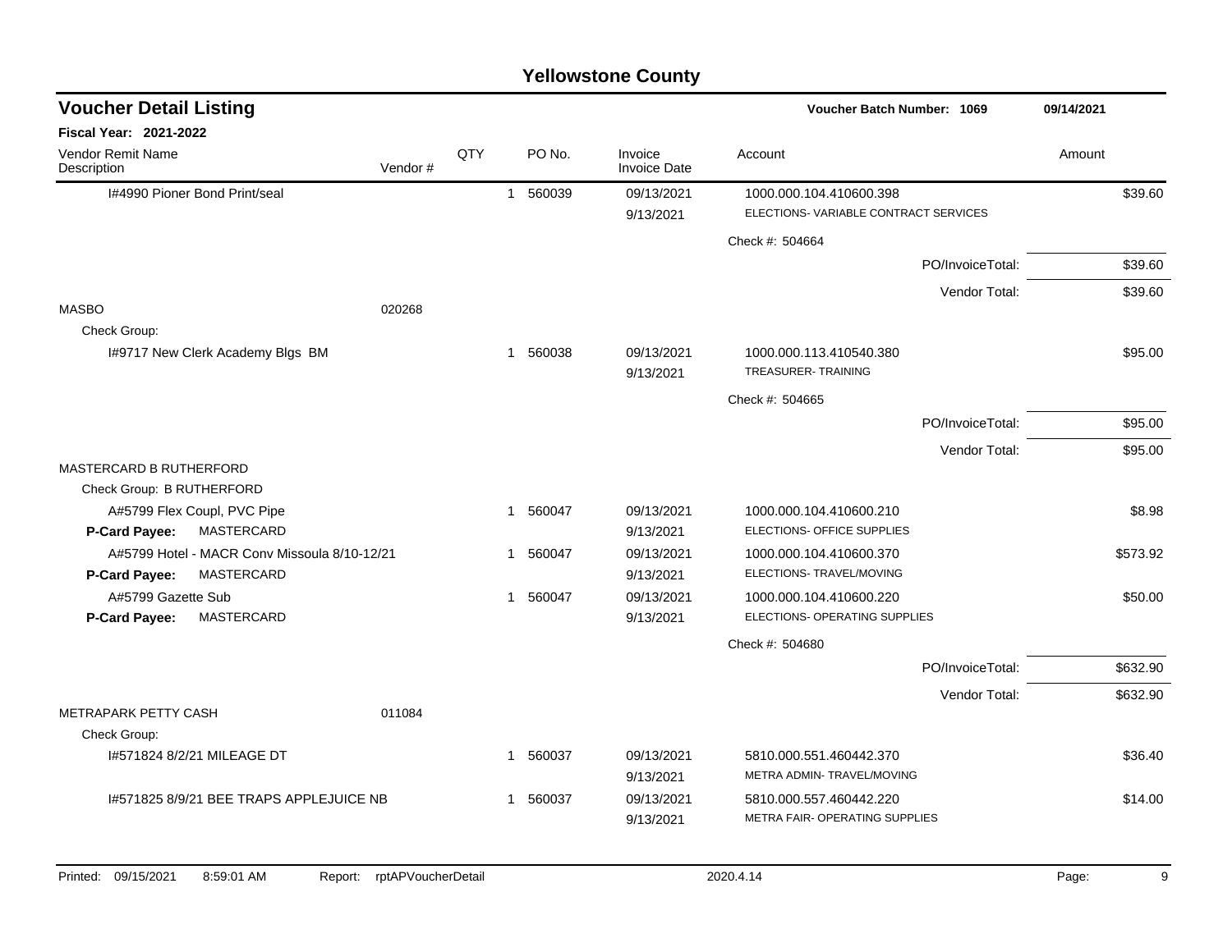# Yellowstone County

## Voucher Detail Listing

**Voucher Batch Number: 1069** 09/14/2021

**Fiscal Year: 2021-2022**

| Vendor Remit Name / Description | Vendor # | QTY | PO No. | Invoice / Invoice Date | Account | Amount |
|---|---|---|---|---|---|---|
| I#4990 Pioner Bond Print/seal | | 1 | 560039 | 09/13/2021 / 9/13/2021 | 1000.000.104.410600.398 / ELECTIONS- VARIABLE CONTRACT SERVICES | $39.60 |
| | | | | | Check #: 504664 | |
| | | | | | PO/InvoiceTotal: | $39.60 |
| | | | | | Vendor Total: | $39.60 |
| MASBO | 020268 | | | | | |
| Check Group: | | | | | | |
| I#9717 New Clerk Academy Blgs BM | | 1 | 560038 | 09/13/2021 / 9/13/2021 | 1000.000.113.410540.380 / TREASURER- TRAINING | $95.00 |
| | | | | | Check #: 504665 | |
| | | | | | PO/InvoiceTotal: | $95.00 |
| | | | | | Vendor Total: | $95.00 |
| MASTERCARD B RUTHERFORD | | | | | | |
| Check Group: B RUTHERFORD | | | | | | |
| A#5799 Flex Coupl, PVC Pipe / **P-Card Payee:** MASTERCARD | | 1 | 560047 | 09/13/2021 / 9/13/2021 | 1000.000.104.410600.210 / ELECTIONS- OFFICE SUPPLIES | $8.98 |
| A#5799 Hotel - MACR Conv Missoula 8/10-12/21 / **P-Card Payee:** MASTERCARD | | 1 | 560047 | 09/13/2021 / 9/13/2021 | 1000.000.104.410600.370 / ELECTIONS- TRAVEL/MOVING | $573.92 |
| A#5799 Gazette Sub / **P-Card Payee:** MASTERCARD | | 1 | 560047 | 09/13/2021 / 9/13/2021 | 1000.000.104.410600.220 / ELECTIONS- OPERATING SUPPLIES | $50.00 |
| | | | | | Check #: 504680 | |
| | | | | | PO/InvoiceTotal: | $632.90 |
| | | | | | Vendor Total: | $632.90 |
| METRAPARK PETTY CASH | 011084 | | | | | |
| Check Group: | | | | | | |
| I#571824 8/2/21 MILEAGE DT | | 1 | 560037 | 09/13/2021 / 9/13/2021 | 5810.000.551.460442.370 / METRA ADMIN- TRAVEL/MOVING | $36.40 |
| I#571825 8/9/21 BEE TRAPS APPLEJUICE NB | | 1 | 560037 | 09/13/2021 / 9/13/2021 | 5810.000.557.460442.220 / METRA FAIR- OPERATING SUPPLIES | $14.00 |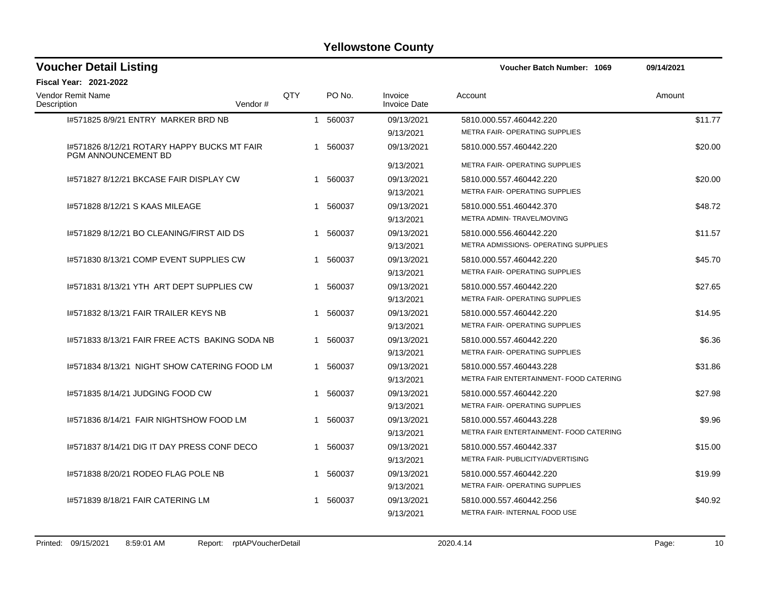# Yellowstone County

## Voucher Detail Listing

**Voucher Batch Number: 1069** 09/14/2021

**Fiscal Year: 2021-2022**

| Vendor Remit Name / Description | Vendor # | QTY | PO No. | Invoice / Invoice Date | Account | Amount |
|---|---|---|---|---|---|---|
| I#571825 8/9/21 ENTRY MARKER BRD NB | | 1 | 560037 | 09/13/2021<br>9/13/2021 | 5810.000.557.460442.220<br>METRA FAIR- OPERATING SUPPLIES | $11.77 |
| I#571826 8/12/21 ROTARY HAPPY BUCKS MT FAIR PGM ANNOUNCEMENT BD | | 1 | 560037 | 09/13/2021<br>9/13/2021 | 5810.000.557.460442.220<br>METRA FAIR- OPERATING SUPPLIES | $20.00 |
| I#571827 8/12/21 BKCASE FAIR DISPLAY CW | | 1 | 560037 | 09/13/2021<br>9/13/2021 | 5810.000.557.460442.220<br>METRA FAIR- OPERATING SUPPLIES | $20.00 |
| I#571828 8/12/21 S KAAS MILEAGE | | 1 | 560037 | 09/13/2021<br>9/13/2021 | 5810.000.551.460442.370<br>METRA ADMIN- TRAVEL/MOVING | $48.72 |
| I#571829 8/12/21 BO CLEANING/FIRST AID DS | | 1 | 560037 | 09/13/2021<br>9/13/2021 | 5810.000.556.460442.220<br>METRA ADMISSIONS- OPERATING SUPPLIES | $11.57 |
| I#571830 8/13/21 COMP EVENT SUPPLIES CW | | 1 | 560037 | 09/13/2021<br>9/13/2021 | 5810.000.557.460442.220<br>METRA FAIR- OPERATING SUPPLIES | $45.70 |
| I#571831 8/13/21 YTH ART DEPT SUPPLIES CW | | 1 | 560037 | 09/13/2021<br>9/13/2021 | 5810.000.557.460442.220<br>METRA FAIR- OPERATING SUPPLIES | $27.65 |
| I#571832 8/13/21 FAIR TRAILER KEYS NB | | 1 | 560037 | 09/13/2021<br>9/13/2021 | 5810.000.557.460442.220<br>METRA FAIR- OPERATING SUPPLIES | $14.95 |
| I#571833 8/13/21 FAIR FREE ACTS BAKING SODA NB | | 1 | 560037 | 09/13/2021<br>9/13/2021 | 5810.000.557.460442.220<br>METRA FAIR- OPERATING SUPPLIES | $6.36 |
| I#571834 8/13/21 NIGHT SHOW CATERING FOOD LM | | 1 | 560037 | 09/13/2021<br>9/13/2021 | 5810.000.557.460443.228<br>METRA FAIR ENTERTAINMENT- FOOD CATERING | $31.86 |
| I#571835 8/14/21 JUDGING FOOD CW | | 1 | 560037 | 09/13/2021<br>9/13/2021 | 5810.000.557.460442.220<br>METRA FAIR- OPERATING SUPPLIES | $27.98 |
| I#571836 8/14/21 FAIR NIGHTSHOW FOOD LM | | 1 | 560037 | 09/13/2021<br>9/13/2021 | 5810.000.557.460443.228<br>METRA FAIR ENTERTAINMENT- FOOD CATERING | $9.96 |
| I#571837 8/14/21 DIG IT DAY PRESS CONF DECO | | 1 | 560037 | 09/13/2021<br>9/13/2021 | 5810.000.557.460442.337<br>METRA FAIR- PUBLICITY/ADVERTISING | $15.00 |
| I#571838 8/20/21 RODEO FLAG POLE NB | | 1 | 560037 | 09/13/2021<br>9/13/2021 | 5810.000.557.460442.220<br>METRA FAIR- OPERATING SUPPLIES | $19.99 |
| I#571839 8/18/21 FAIR CATERING LM | | 1 | 560037 | 09/13/2021<br>9/13/2021 | 5810.000.557.460442.256<br>METRA FAIR- INTERNAL FOOD USE | $40.92 |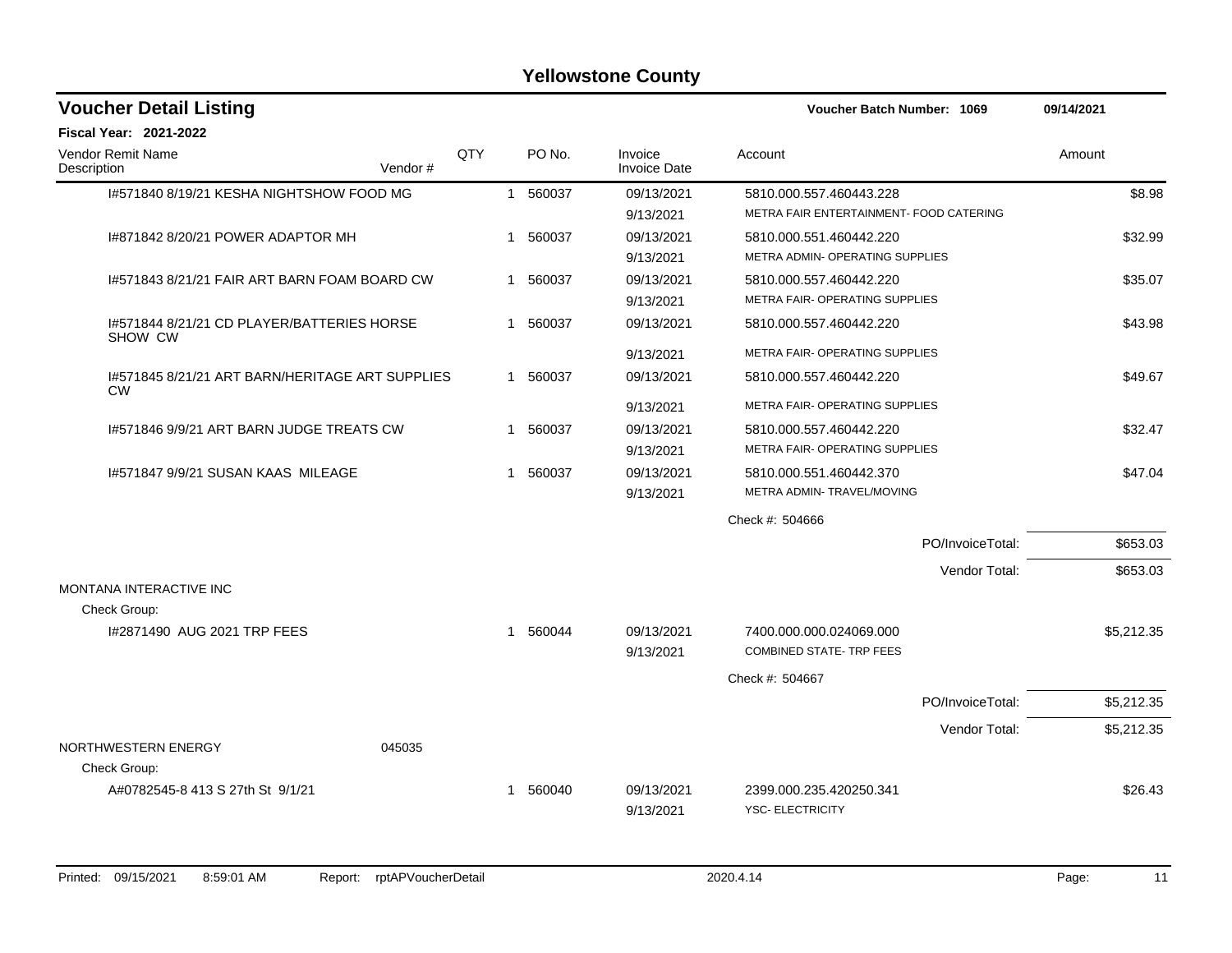# Yellowstone County

## Voucher Detail Listing

**Voucher Batch Number: 1069** — 09/14/2021

**Fiscal Year: 2021-2022**

| Vendor Remit Name / Description | Vendor # | QTY | PO No. | Invoice / Invoice Date | Account | Amount |
|---|---|---|---|---|---|---|
| I#571840 8/19/21 KESHA NIGHTSHOW FOOD MG | | 1 | 560037 | 09/13/2021 / 9/13/2021 | 5810.000.557.460443.228 METRA FAIR ENTERTAINMENT- FOOD CATERING | $8.98 |
| I#871842 8/20/21 POWER ADAPTOR MH | | 1 | 560037 | 09/13/2021 / 9/13/2021 | 5810.000.551.460442.220 METRA ADMIN- OPERATING SUPPLIES | $32.99 |
| I#571843 8/21/21 FAIR ART BARN FOAM BOARD CW | | 1 | 560037 | 09/13/2021 / 9/13/2021 | 5810.000.557.460442.220 METRA FAIR- OPERATING SUPPLIES | $35.07 |
| I#571844 8/21/21 CD PLAYER/BATTERIES HORSE SHOW CW | | 1 | 560037 | 09/13/2021 / 9/13/2021 | 5810.000.557.460442.220 METRA FAIR- OPERATING SUPPLIES | $43.98 |
| I#571845 8/21/21 ART BARN/HERITAGE ART SUPPLIES CW | | 1 | 560037 | 09/13/2021 / 9/13/2021 | 5810.000.557.460442.220 METRA FAIR- OPERATING SUPPLIES | $49.67 |
| I#571846 9/9/21 ART BARN JUDGE TREATS CW | | 1 | 560037 | 09/13/2021 / 9/13/2021 | 5810.000.557.460442.220 METRA FAIR- OPERATING SUPPLIES | $32.47 |
| I#571847 9/9/21 SUSAN KAAS MILEAGE | | 1 | 560037 | 09/13/2021 / 9/13/2021 | 5810.000.551.460442.370 METRA ADMIN- TRAVEL/MOVING | $47.04 |
| | | | | | Check #: 504666 | |
| | | | | | PO/InvoiceTotal: | $653.03 |
| | | | | | Vendor Total: | $653.03 |
| **MONTANA INTERACTIVE INC** | | | | | | |
| Check Group: | | | | | | |
| I#2871490 AUG 2021 TRP FEES | | 1 | 560044 | 09/13/2021 / 9/13/2021 | 7400.000.000.024069.000 COMBINED STATE- TRP FEES | $5,212.35 |
| | | | | | Check #: 504667 | |
| | | | | | PO/InvoiceTotal: | $5,212.35 |
| | | | | | Vendor Total: | $5,212.35 |
| **NORTHWESTERN ENERGY** | 045035 | | | | | |
| Check Group: | | | | | | |
| A#0782545-8 413 S 27th St 9/1/21 | | 1 | 560040 | 09/13/2021 / 9/13/2021 | 2399.000.235.420250.341 YSC- ELECTRICITY | $26.43 |

Printed: 09/15/2021 8:59:01 AM Report: rptAPVoucherDetail 2020.4.14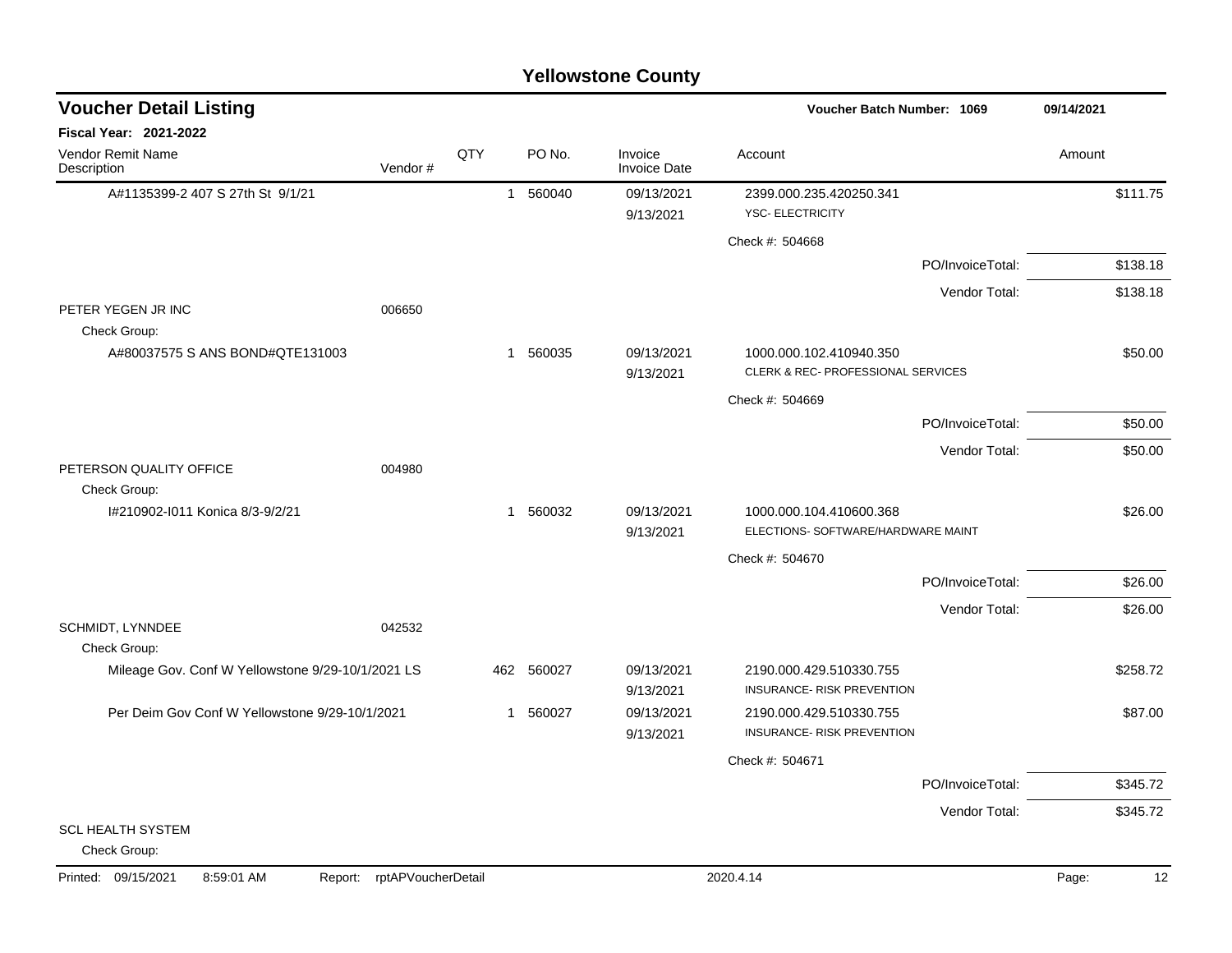# Yellowstone County

## Voucher Detail Listing

**Voucher Batch Number: 1069** 09/14/2021

**Fiscal Year: 2021-2022**

| Vendor Remit Name / Description | Vendor # | QTY | PO No. | Invoice / Invoice Date | Account | Amount |
|---|---|---|---|---|---|---|
| A#1135399-2 407 S 27th St 9/1/21 | | 1 | 560040 | 09/13/2021 9/13/2021 | 2399.000.235.420250.341 YSC- ELECTRICITY | $111.75 |
| | | | | | Check #: 504668 | |
| | | | | | PO/InvoiceTotal: | $138.18 |
| | | | | | Vendor Total: | $138.18 |
| PETER YEGEN JR INC | 006650 | | | | | |
| Check Group: | | | | | | |
| A#80037575 S ANS BOND#QTE131003 | | 1 | 560035 | 09/13/2021 9/13/2021 | 1000.000.102.410940.350 CLERK & REC- PROFESSIONAL SERVICES | $50.00 |
| | | | | | Check #: 504669 | |
| | | | | | PO/InvoiceTotal: | $50.00 |
| | | | | | Vendor Total: | $50.00 |
| PETERSON QUALITY OFFICE | 004980 | | | | | |
| Check Group: | | | | | | |
| I#210902-I011 Konica 8/3-9/2/21 | | 1 | 560032 | 09/13/2021 9/13/2021 | 1000.000.104.410600.368 ELECTIONS- SOFTWARE/HARDWARE MAINT | $26.00 |
| | | | | | Check #: 504670 | |
| | | | | | PO/InvoiceTotal: | $26.00 |
| | | | | | Vendor Total: | $26.00 |
| SCHMIDT, LYNNDEE | 042532 | | | | | |
| Check Group: | | | | | | |
| Mileage Gov. Conf W Yellowstone 9/29-10/1/2021 LS | | 462 | 560027 | 09/13/2021 9/13/2021 | 2190.000.429.510330.755 INSURANCE- RISK PREVENTION | $258.72 |
| Per Deim Gov Conf W Yellowstone 9/29-10/1/2021 | | 1 | 560027 | 09/13/2021 9/13/2021 | 2190.000.429.510330.755 INSURANCE- RISK PREVENTION | $87.00 |
| | | | | | Check #: 504671 | |
| | | | | | PO/InvoiceTotal: | $345.72 |
| | | | | | Vendor Total: | $345.72 |
| SCL HEALTH SYSTEM | | | | | | |
| Check Group: | | | | | | |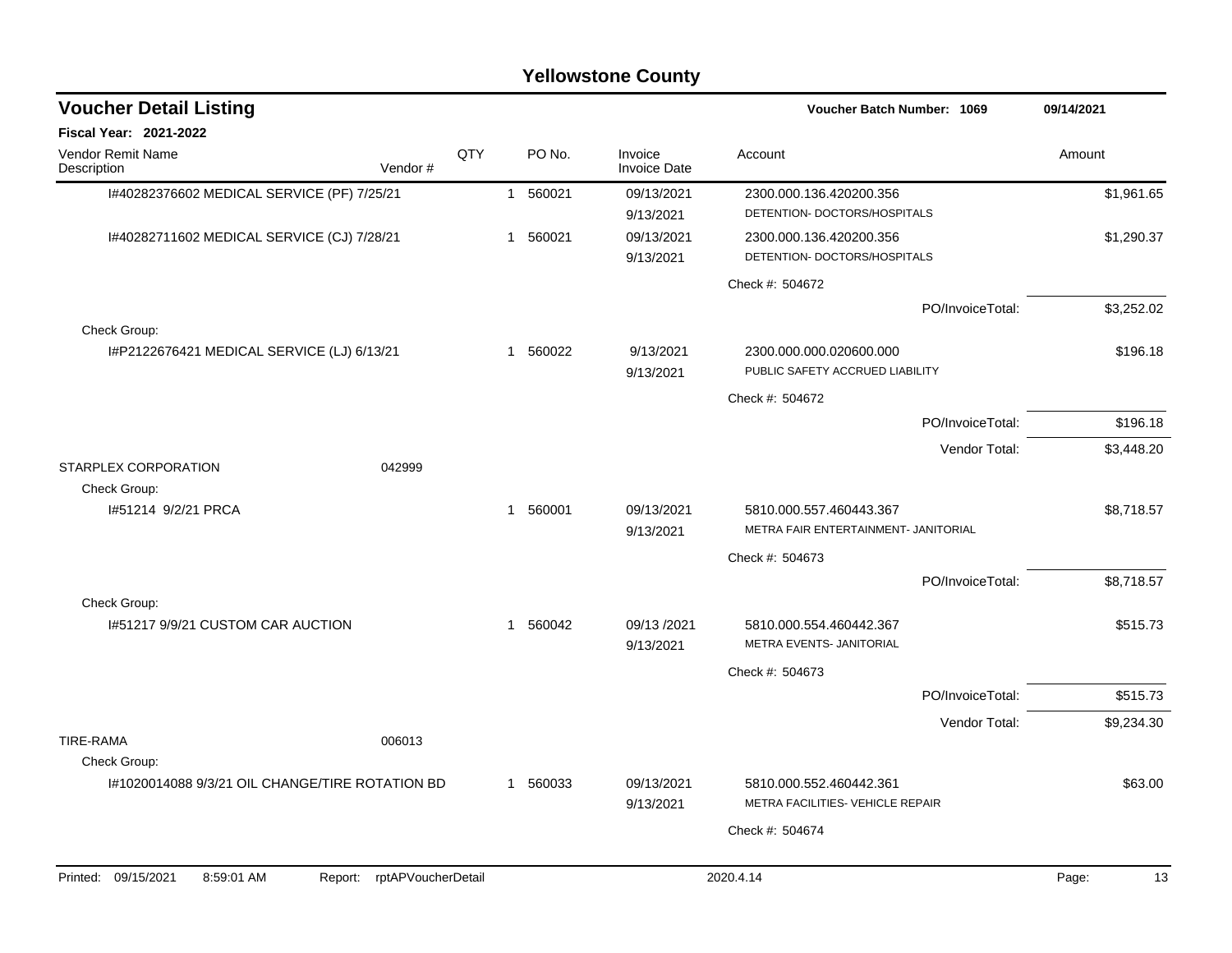# Yellowstone County

## Voucher Detail Listing

**Voucher Batch Number: 1069** 09/14/2021

**Fiscal Year: 2021-2022**

| Vendor Remit Name / Description | Vendor # | QTY | PO No. | Invoice / Invoice Date | Account | Amount |
|---|---|---|---|---|---|---|
| I#40282376602 MEDICAL SERVICE (PF) 7/25/21 | | 1 | 560021 | 09/13/2021<br>9/13/2021 | 2300.000.136.420200.356<br>DETENTION- DOCTORS/HOSPITALS | $1,961.65 |
| I#40282711602 MEDICAL SERVICE (CJ) 7/28/21 | | 1 | 560021 | 09/13/2021<br>9/13/2021 | 2300.000.136.420200.356<br>DETENTION- DOCTORS/HOSPITALS | $1,290.37 |
| | | | | | Check #: 504672 | |
| | | | | | PO/InvoiceTotal: | $3,252.02 |
| Check Group: | | | | | | |
| I#P2122676421 MEDICAL SERVICE (LJ) 6/13/21 | | 1 | 560022 | 9/13/2021<br>9/13/2021 | 2300.000.000.020600.000<br>PUBLIC SAFETY ACCRUED LIABILITY | $196.18 |
| | | | | | Check #: 504672 | |
| | | | | | PO/InvoiceTotal: | $196.18 |
| | | | | | Vendor Total: | $3,448.20 |
| STARPLEX CORPORATION | 042999 | | | | | |
| Check Group: | | | | | | |
| I#51214 9/2/21 PRCA | | 1 | 560001 | 09/13/2021<br>9/13/2021 | 5810.000.557.460443.367<br>METRA FAIR ENTERTAINMENT- JANITORIAL | $8,718.57 |
| | | | | | Check #: 504673 | |
| | | | | | PO/InvoiceTotal: | $8,718.57 |
| Check Group: | | | | | | |
| I#51217 9/9/21 CUSTOM CAR AUCTION | | 1 | 560042 | 09/13 /2021<br>9/13/2021 | 5810.000.554.460442.367<br>METRA EVENTS- JANITORIAL | $515.73 |
| | | | | | Check #: 504673 | |
| | | | | | PO/InvoiceTotal: | $515.73 |
| | | | | | Vendor Total: | $9,234.30 |
| TIRE-RAMA | 006013 | | | | | |
| Check Group: | | | | | | |
| I#1020014088 9/3/21 OIL CHANGE/TIRE ROTATION BD | | 1 | 560033 | 09/13/2021<br>9/13/2021 | 5810.000.552.460442.361<br>METRA FACILITIES- VEHICLE REPAIR | $63.00 |
| | | | | | Check #: 504674 | |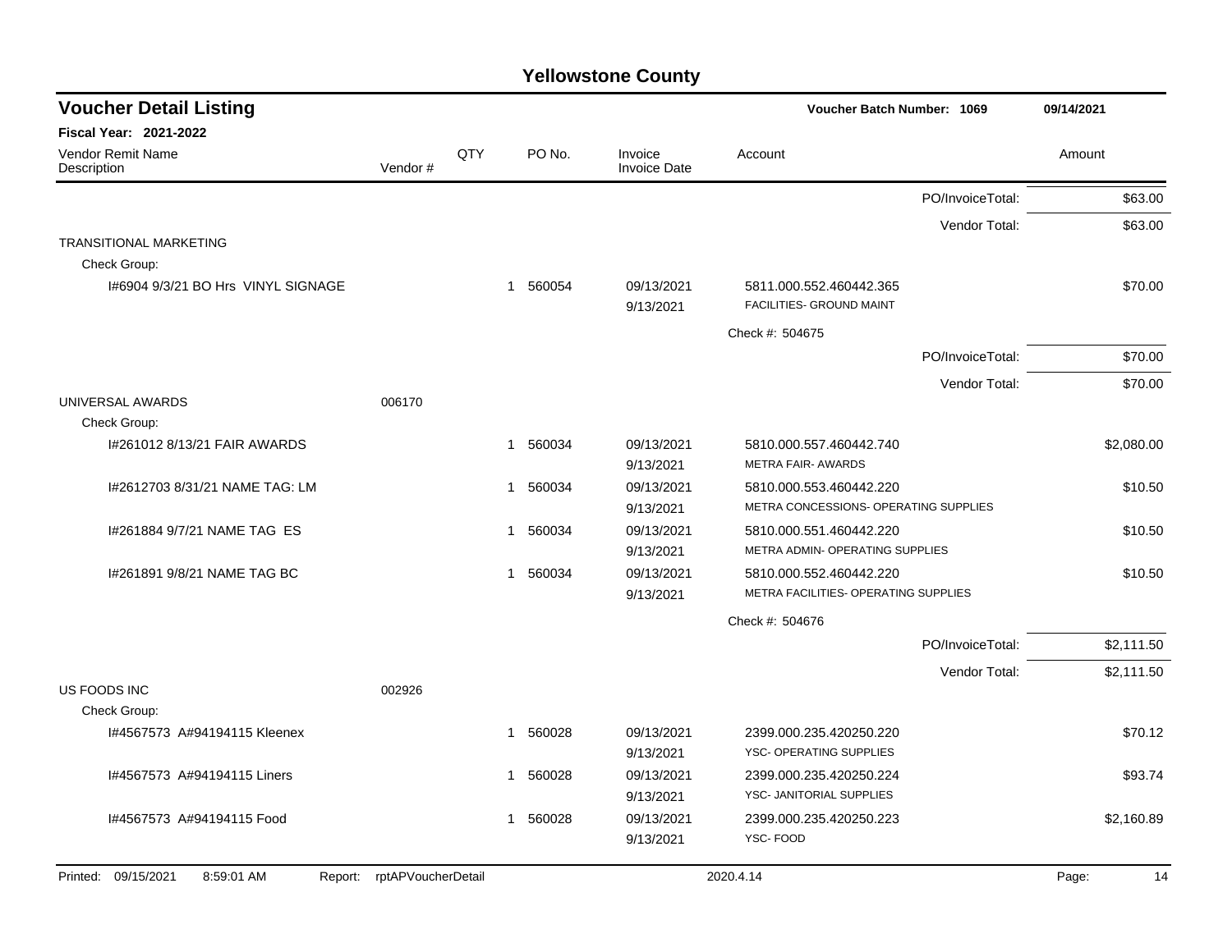# Yellowstone County

## Voucher Detail Listing

**Voucher Batch Number: 1069** 09/14/2021

**Fiscal Year: 2021-2022**

| Vendor Remit Name / Description | Vendor # | QTY | PO No. | Invoice / Invoice Date | Account | Amount |
|---|---|---|---|---|---|---|
| | | | | | PO/InvoiceTotal: | $63.00 |
| | | | | | Vendor Total: | $63.00 |
| TRANSITIONAL MARKETING | | | | | | |
| Check Group: | | | | | | |
| I#6904 9/3/21 BO Hrs VINYL SIGNAGE | | 1 | 560054 | 09/13/2021<br>9/13/2021 | 5811.000.552.460442.365<br>FACILITIES- GROUND MAINT | $70.00 |
| | | | | | Check #: 504675 | |
| | | | | | PO/InvoiceTotal: | $70.00 |
| | | | | | Vendor Total: | $70.00 |
| UNIVERSAL AWARDS | 006170 | | | | | |
| Check Group: | | | | | | |
| I#261012 8/13/21 FAIR AWARDS | | 1 | 560034 | 09/13/2021<br>9/13/2021 | 5810.000.557.460442.740<br>METRA FAIR- AWARDS | $2,080.00 |
| I#2612703 8/31/21 NAME TAG: LM | | 1 | 560034 | 09/13/2021<br>9/13/2021 | 5810.000.553.460442.220<br>METRA CONCESSIONS- OPERATING SUPPLIES | $10.50 |
| I#261884 9/7/21 NAME TAG ES | | 1 | 560034 | 09/13/2021<br>9/13/2021 | 5810.000.551.460442.220<br>METRA ADMIN- OPERATING SUPPLIES | $10.50 |
| I#261891 9/8/21 NAME TAG BC | | 1 | 560034 | 09/13/2021<br>9/13/2021 | 5810.000.552.460442.220<br>METRA FACILITIES- OPERATING SUPPLIES | $10.50 |
| | | | | | Check #: 504676 | |
| | | | | | PO/InvoiceTotal: | $2,111.50 |
| | | | | | Vendor Total: | $2,111.50 |
| US FOODS INC | 002926 | | | | | |
| Check Group: | | | | | | |
| I#4567573 A#94194115 Kleenex | | 1 | 560028 | 09/13/2021<br>9/13/2021 | 2399.000.235.420250.220<br>YSC- OPERATING SUPPLIES | $70.12 |
| I#4567573 A#94194115 Liners | | 1 | 560028 | 09/13/2021<br>9/13/2021 | 2399.000.235.420250.224<br>YSC- JANITORIAL SUPPLIES | $93.74 |
| I#4567573 A#94194115 Food | | 1 | 560028 | 09/13/2021<br>9/13/2021 | 2399.000.235.420250.223<br>YSC- FOOD | $2,160.89 |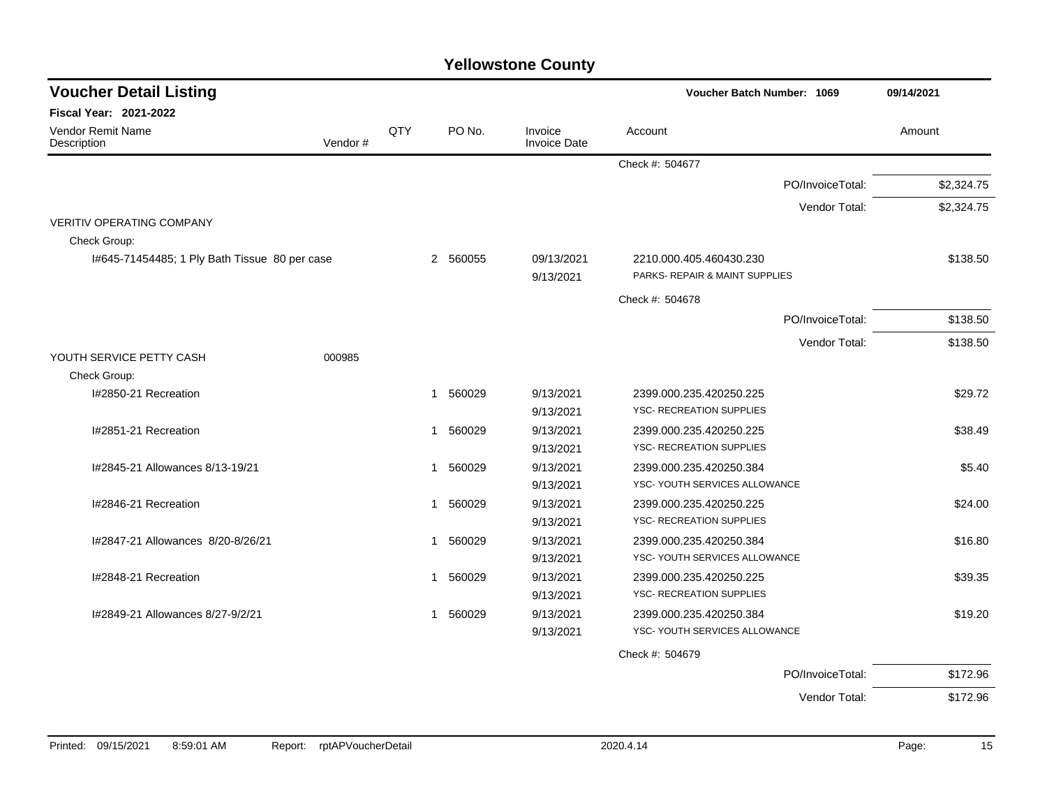# Yellowstone County

## Voucher Detail Listing

**Voucher Batch Number: 1069** — 09/14/2021

**Fiscal Year: 2021-2022**

| Vendor Remit Name / Description | Vendor # | QTY | PO No. | Invoice / Invoice Date | Account | Amount |
|---|---|---|---|---|---|---|
| | | | | | Check #: 504677 | |
| | | | | | PO/InvoiceTotal: | $2,324.75 |
| | | | | | Vendor Total: | $2,324.75 |
| VERITIV OPERATING COMPANY | | | | | | |
| Check Group: | | | | | | |
| I#645-71454485; 1 Ply Bath Tissue 80 per case | | 2 | 560055 | 09/13/2021<br>9/13/2021 | 2210.000.405.460430.230<br>PARKS- REPAIR & MAINT SUPPLIES | $138.50 |
| | | | | | Check #: 504678 | |
| | | | | | PO/InvoiceTotal: | $138.50 |
| | | | | | Vendor Total: | $138.50 |
| YOUTH SERVICE PETTY CASH | 000985 | | | | | |
| Check Group: | | | | | | |
| I#2850-21 Recreation | | 1 | 560029 | 9/13/2021<br>9/13/2021 | 2399.000.235.420250.225<br>YSC- RECREATION SUPPLIES | $29.72 |
| I#2851-21 Recreation | | 1 | 560029 | 9/13/2021<br>9/13/2021 | 2399.000.235.420250.225<br>YSC- RECREATION SUPPLIES | $38.49 |
| I#2845-21 Allowances 8/13-19/21 | | 1 | 560029 | 9/13/2021<br>9/13/2021 | 2399.000.235.420250.384<br>YSC- YOUTH SERVICES ALLOWANCE | $5.40 |
| I#2846-21 Recreation | | 1 | 560029 | 9/13/2021<br>9/13/2021 | 2399.000.235.420250.225<br>YSC- RECREATION SUPPLIES | $24.00 |
| I#2847-21 Allowances 8/20-8/26/21 | | 1 | 560029 | 9/13/2021<br>9/13/2021 | 2399.000.235.420250.384<br>YSC- YOUTH SERVICES ALLOWANCE | $16.80 |
| I#2848-21 Recreation | | 1 | 560029 | 9/13/2021<br>9/13/2021 | 2399.000.235.420250.225<br>YSC- RECREATION SUPPLIES | $39.35 |
| I#2849-21 Allowances 8/27-9/2/21 | | 1 | 560029 | 9/13/2021<br>9/13/2021 | 2399.000.235.420250.384<br>YSC- YOUTH SERVICES ALLOWANCE | $19.20 |
| | | | | | Check #: 504679 | |
| | | | | | PO/InvoiceTotal: | $172.96 |
| | | | | | Vendor Total: | $172.96 |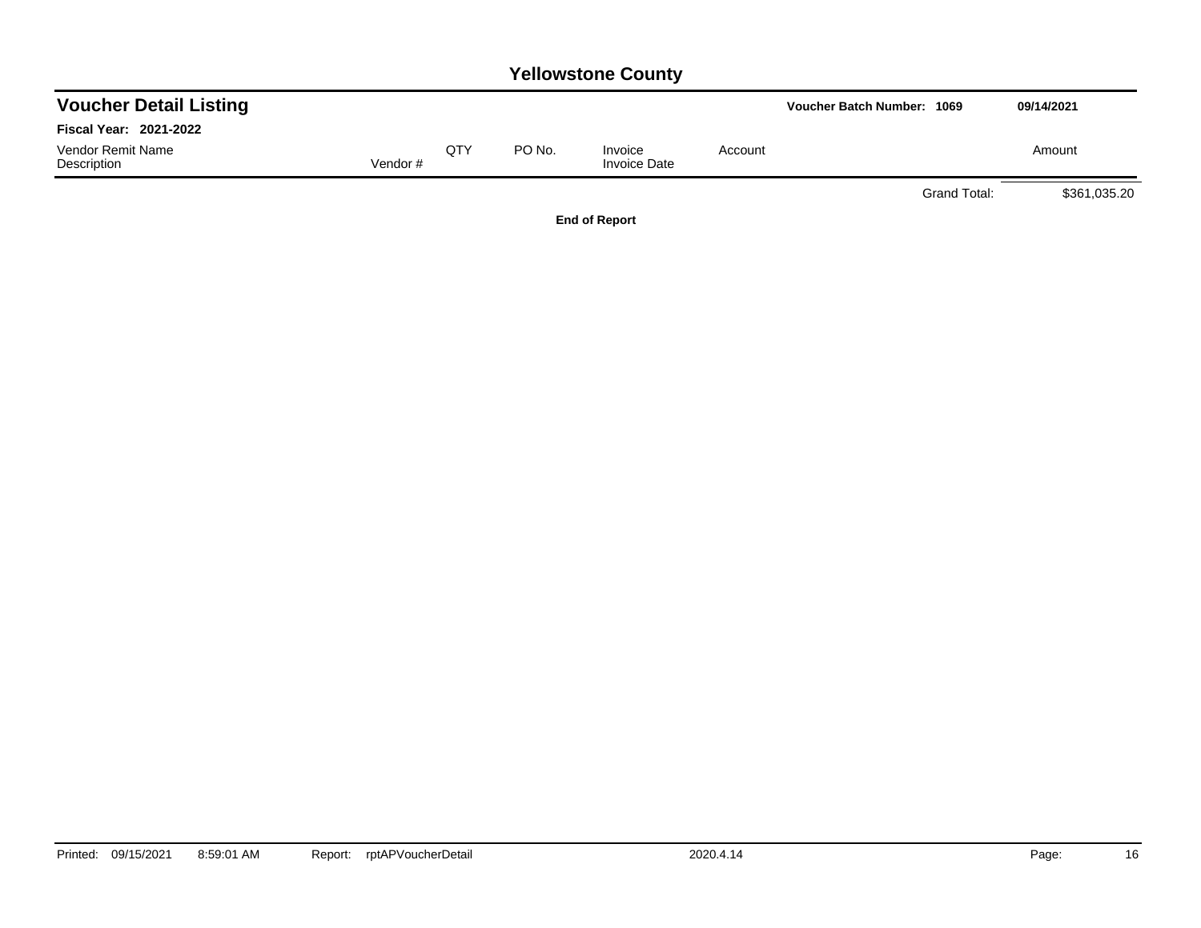# Yellowstone County

## Voucher Detail Listing

**Voucher Batch Number: 1069** **09/14/2021**

**Fiscal Year: 2021-2022**

| Vendor Remit Name<br>Description | Vendor # | QTY | PO No. | Invoice<br>Invoice Date | Account | Amount |
|---|---|---|---|---|---|---|
| | | | | | Grand Total: | $361,035.20 |

**End of Report**

Printed: 09/15/2021 8:59:01 AM Report: rptAPVoucherDetail 2020.4.14